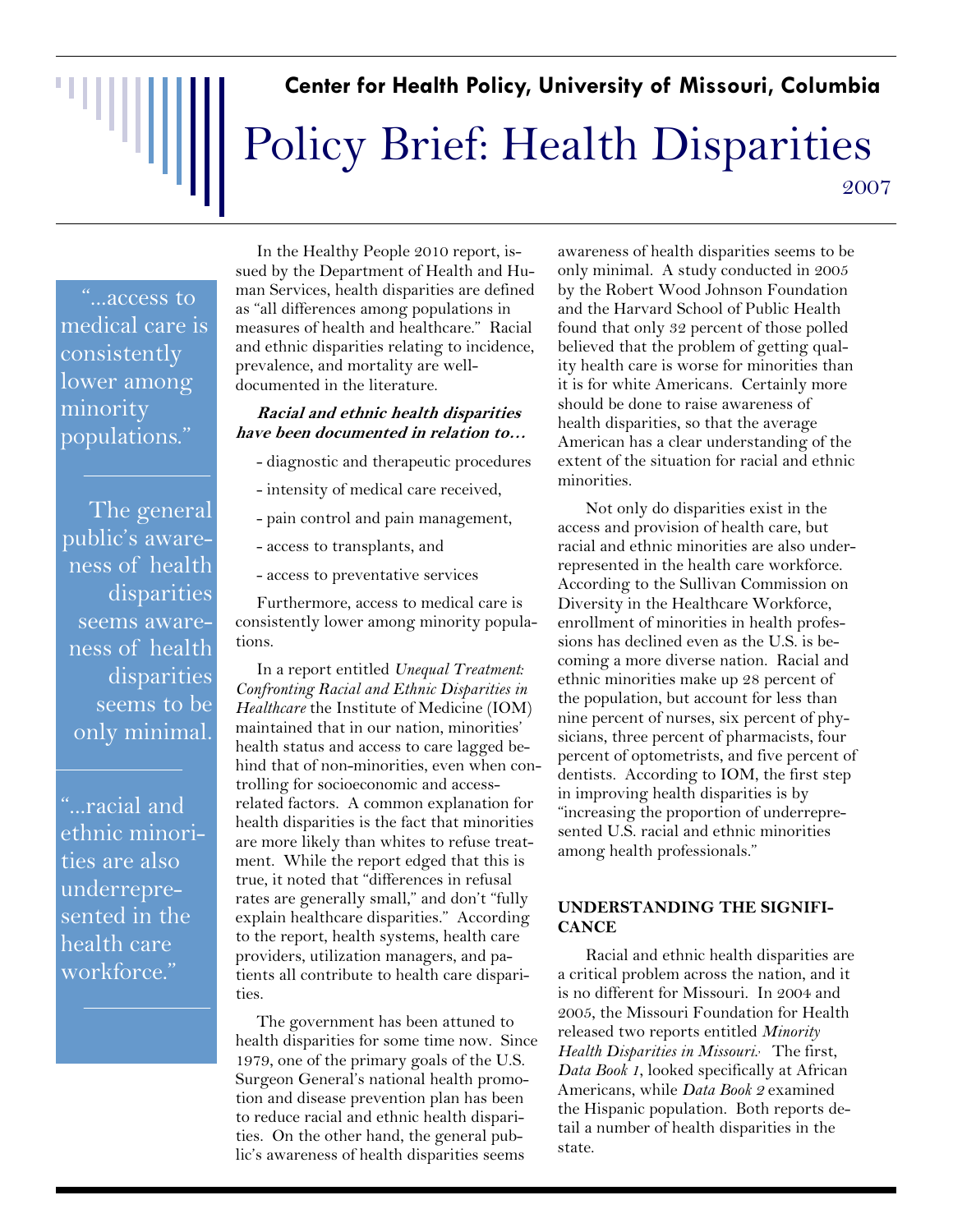# Policy Brief: Health Disparities

**Center for Health Policy, University of Missouri, Columbia**

2007

> "...access to medical care is consistently lower among minority populations."

> The general public's awareness of health disparities seems awareness of health disparities seems to be only minimal.

> "...racial and ethnic minorities are also underrepresented in the health care workforce."

In the Healthy People 2010 report, issued by the Department of Health and Human Services, health disparities are defined as "all differences among populations in measures of health and healthcare." Racial and ethnic disparities relating to incidence, prevalence, and mortality are well-documented in the literature.

***Racial and ethnic health disparities have been documented in relation to…***

- diagnostic and therapeutic procedures
- intensity of medical care received,
- pain control and pain management,
- access to transplants, and
- access to preventative services

Furthermore, access to medical care is consistently lower among minority populations.

In a report entitled *Unequal Treatment: Confronting Racial and Ethnic Disparities in Healthcare* the Institute of Medicine (IOM) maintained that in our nation, minorities' health status and access to care lagged behind that of non-minorities, even when controlling for socioeconomic and access-related factors. A common explanation for health disparities is the fact that minorities are more likely than whites to refuse treatment. While the report edged that this is true, it noted that "differences in refusal rates are generally small," and don't "fully explain healthcare disparities." According to the report, health systems, health care providers, utilization managers, and patients all contribute to health care disparities.

The government has been attuned to health disparities for some time now. Since 1979, one of the primary goals of the U.S. Surgeon General's national health promotion and disease prevention plan has been to reduce racial and ethnic health disparities. On the other hand, the general public's awareness of health disparities seems awareness of health disparities seems to be only minimal. A study conducted in 2005 by the Robert Wood Johnson Foundation and the Harvard School of Public Health found that only 32 percent of those polled believed that the problem of getting quality health care is worse for minorities than it is for white Americans. Certainly more should be done to raise awareness of health disparities, so that the average American has a clear understanding of the extent of the situation for racial and ethnic minorities.

Not only do disparities exist in the access and provision of health care, but racial and ethnic minorities are also underrepresented in the health care workforce. According to the Sullivan Commission on Diversity in the Healthcare Workforce, enrollment of minorities in health professions has declined even as the U.S. is becoming a more diverse nation. Racial and ethnic minorities make up 28 percent of the population, but account for less than nine percent of nurses, six percent of physicians, three percent of pharmacists, four percent of optometrists, and five percent of dentists. According to IOM, the first step in improving health disparities is by "increasing the proportion of underrepresented U.S. racial and ethnic minorities among health professionals."

## UNDERSTANDING THE SIGNIFICANCE

Racial and ethnic health disparities are a critical problem across the nation, and it is no different for Missouri. In 2004 and 2005, the Missouri Foundation for Health released two reports entitled *Minority Health Disparities in Missouri.* The first, *Data Book 1*, looked specifically at African Americans, while *Data Book 2* examined the Hispanic population. Both reports detail a number of health disparities in the state.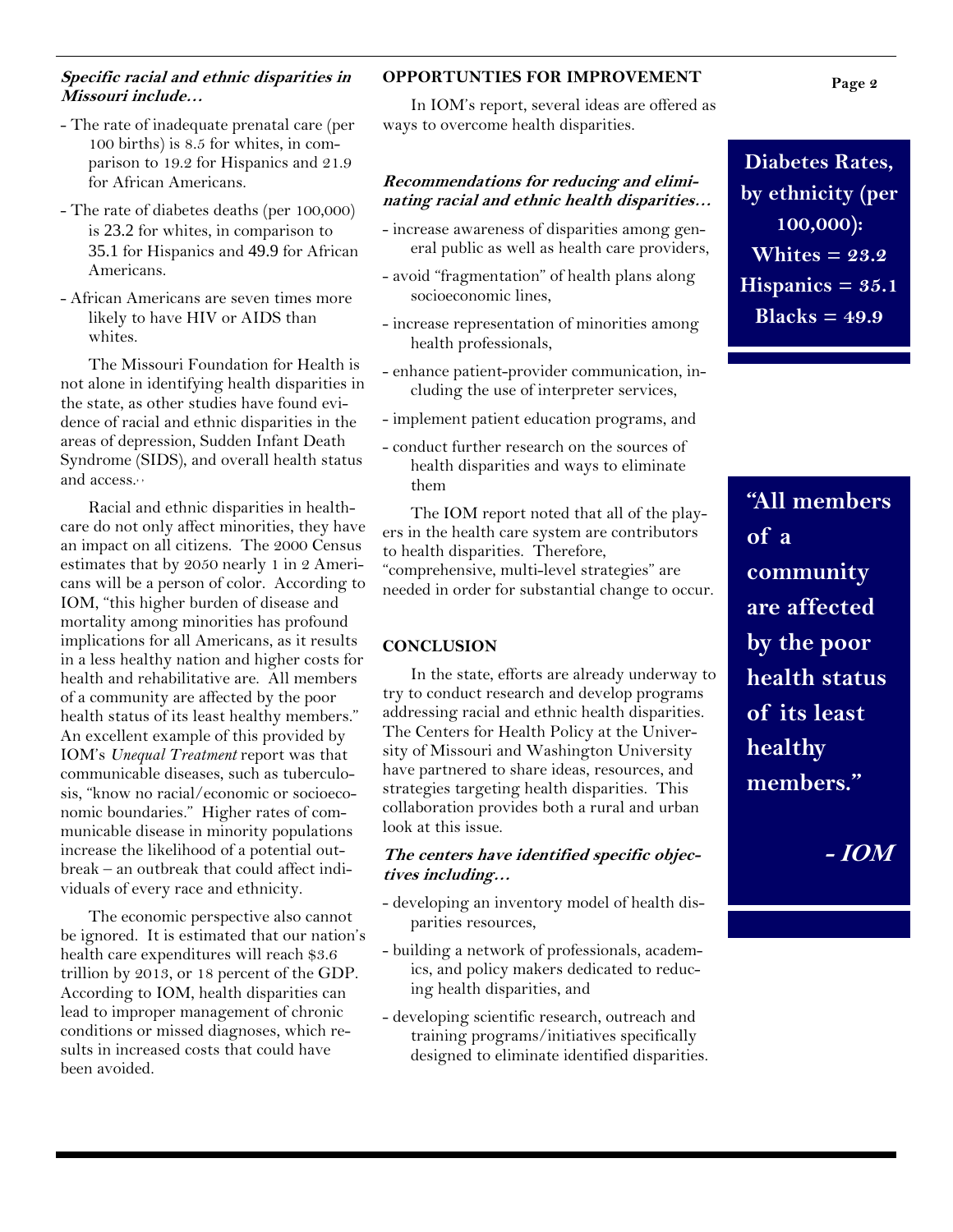***Specific racial and ethnic disparities in Missouri include…***

- The rate of inadequate prenatal care (per 100 births) is 8.5 for whites, in comparison to 19.2 for Hispanics and 21.9 for African Americans.
- The rate of diabetes deaths (per 100,000) is 23.2 for whites, in comparison to 35.1 for Hispanics and 49.9 for African Americans.
- African Americans are seven times more likely to have HIV or AIDS than whites.

The Missouri Foundation for Health is not alone in identifying health disparities in the state, as other studies have found evidence of racial and ethnic disparities in the areas of depression, Sudden Infant Death Syndrome (SIDS), and overall health status and access.

Racial and ethnic disparities in healthcare do not only affect minorities, they have an impact on all citizens. The 2000 Census estimates that by 2050 nearly 1 in 2 Americans will be a person of color. According to IOM, "this higher burden of disease and mortality among minorities has profound implications for all Americans, as it results in a less healthy nation and higher costs for health and rehabilitative are. All members of a community are affected by the poor health status of its least healthy members." An excellent example of this provided by IOM's *Unequal Treatment* report was that communicable diseases, such as tuberculosis, "know no racial/economic or socioeconomic boundaries." Higher rates of communicable disease in minority populations increase the likelihood of a potential outbreak – an outbreak that could affect individuals of every race and ethnicity.

The economic perspective also cannot be ignored. It is estimated that our nation's health care expenditures will reach $3.6 trillion by 2013, or 18 percent of the GDP. According to IOM, health disparities can lead to improper management of chronic conditions or missed diagnoses, which results in increased costs that could have been avoided.

**OPPORTUNTIES FOR IMPROVEMENT**

In IOM's report, several ideas are offered as ways to overcome health disparities.

***Recommendations for reducing and eliminating racial and ethnic health disparities…***

- increase awareness of disparities among general public as well as health care providers,
- avoid "fragmentation" of health plans along socioeconomic lines,
- increase representation of minorities among health professionals,
- enhance patient-provider communication, including the use of interpreter services,
- implement patient education programs, and
- conduct further research on the sources of health disparities and ways to eliminate them

The IOM report noted that all of the players in the health care system are contributors to health disparities. Therefore, "comprehensive, multi-level strategies" are needed in order for substantial change to occur.

**CONCLUSION**

In the state, efforts are already underway to try to conduct research and develop programs addressing racial and ethnic health disparities. The Centers for Health Policy at the University of Missouri and Washington University have partnered to share ideas, resources, and strategies targeting health disparities. This collaboration provides both a rural and urban look at this issue.

***The centers have identified specific objectives including…***

- developing an inventory model of health disparities resources,
- building a network of professionals, academics, and policy makers dedicated to reducing health disparities, and
- developing scientific research, outreach and training programs/initiatives specifically designed to eliminate identified disparities.

**Diabetes Rates, by ethnicity (per 100,000):**
**Whites = 23.2**
**Hispanics = 35.1**
**Blacks = 49.9**

**"All members of a community are affected by the poor health status of its least healthy members."**

***- IOM***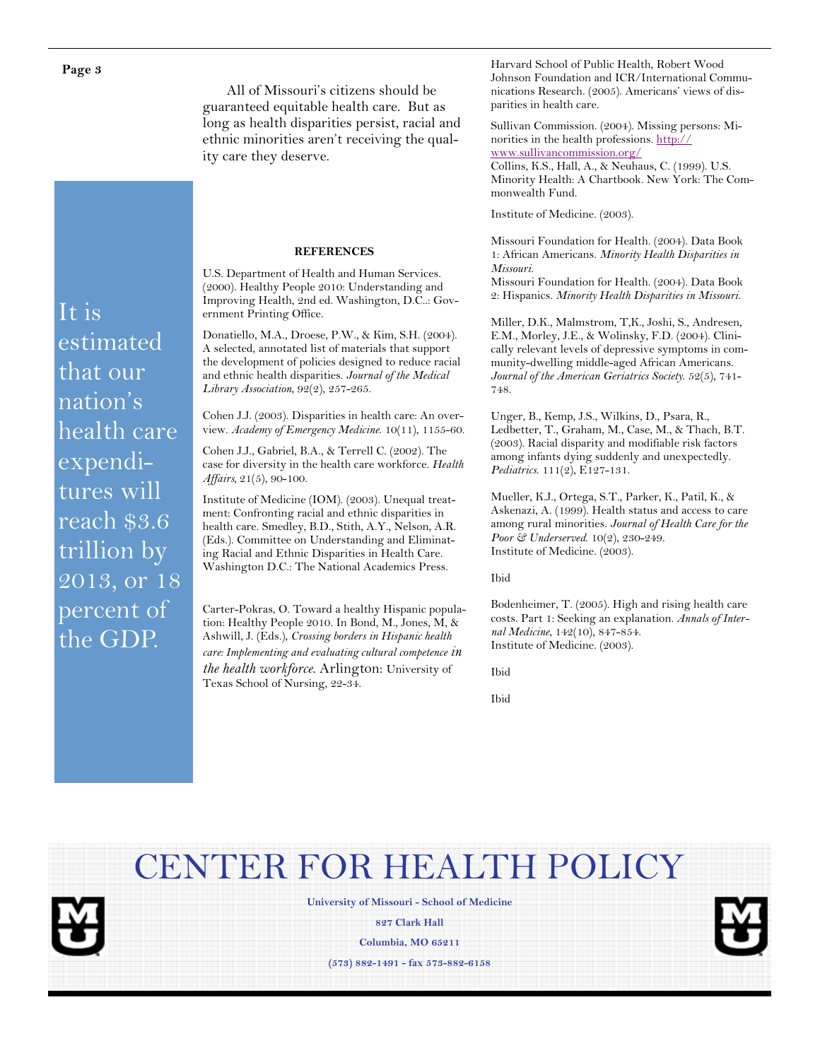All of Missouri's citizens should be guaranteed equitable health care. But as long as health disparities persist, racial and ethnic minorities aren't receiving the quality care they deserve.

It is estimated that our nation's health care expenditures will reach $3.6 trillion by 2013, or 18 percent of the GDP.

**REFERENCES**

U.S. Department of Health and Human Services. (2000). Healthy People 2010: Understanding and Improving Health, 2nd ed. Washington, D.C..: Government Printing Office.

Donatiello, M.A., Droese, P.W., & Kim, S.H. (2004). A selected, annotated list of materials that support the development of policies designed to reduce racial and ethnic health disparities. *Journal of the Medical Library Association*, 92(2), 257-265.

Cohen J.J. (2003). Disparities in health care: An overview. *Academy of Emergency Medicine.* 10(11), 1155-60.

Cohen J.J., Gabriel, B.A., & Terrell C. (2002). The case for diversity in the health care workforce. *Health Affairs*, 21(5), 90-100.

Institute of Medicine (IOM). (2003). Unequal treatment: Confronting racial and ethnic disparities in health care. Smedley, B.D., Stith, A.Y., Nelson, A.R. (Eds.). Committee on Understanding and Eliminating Racial and Ethnic Disparities in Health Care. Washington D.C.: The National Academics Press.

Carter-Pokras, O. Toward a healthy Hispanic population: Healthy People 2010. In Bond, M., Jones, M, & Ashwill, J. (Eds.), *Crossing borders in Hispanic health care: Implementing and evaluating cultural competence in the health workforce.* Arlington: University of Texas School of Nursing, 22-34.

Harvard School of Public Health, Robert Wood Johnson Foundation and ICR/International Communications Research. (2005). Americans' views of disparities in health care.

Sullivan Commission. (2004). Missing persons: Minorities in the health professions. http://www.sullivancommission.org/

Collins, K.S., Hall, A., & Neuhaus, C. (1999). U.S. Minority Health: A Chartbook. New York: The Commonwealth Fund.

Institute of Medicine. (2003).

Missouri Foundation for Health. (2004). Data Book 1: African Americans. *Minority Health Disparities in Missouri.*

Missouri Foundation for Health. (2004). Data Book 2: Hispanics. *Minority Health Disparities in Missouri.*

Miller, D.K., Malmstrom, T,K., Joshi, S., Andresen, E.M., Morley, J.E., & Wolinsky, F.D. (2004). Clinically relevant levels of depressive symptoms in community-dwelling middle-aged African Americans. *Journal of the American Geriatrics Society.* 52(5), 741-748.

Unger, B., Kemp, J.S., Wilkins, D., Psara, R., Ledbetter, T., Graham, M., Case, M., & Thach, B.T. (2003). Racial disparity and modifiable risk factors among infants dying suddenly and unexpectedly. *Pediatrics.* 111(2), E127-131.

Mueller, K.J., Ortega, S.T., Parker, K., Patil, K., & Askenazi, A. (1999). Health status and access to care among rural minorities. *Journal of Health Care for the Poor & Underserved.* 10(2), 230-249.

Institute of Medicine. (2003).

Ibid

Bodenheimer, T. (2005). High and rising health care costs. Part 1: Seeking an explanation. *Annals of Internal Medicine*, 142(10), 847-854.

Institute of Medicine. (2003).

Ibid

Ibid

# CENTER FOR HEALTH POLICY

**University of Missouri - School of Medicine**

**827 Clark Hall**

**Columbia, MO 65211**

**(573) 882-1491 - fax 573-882-6158**